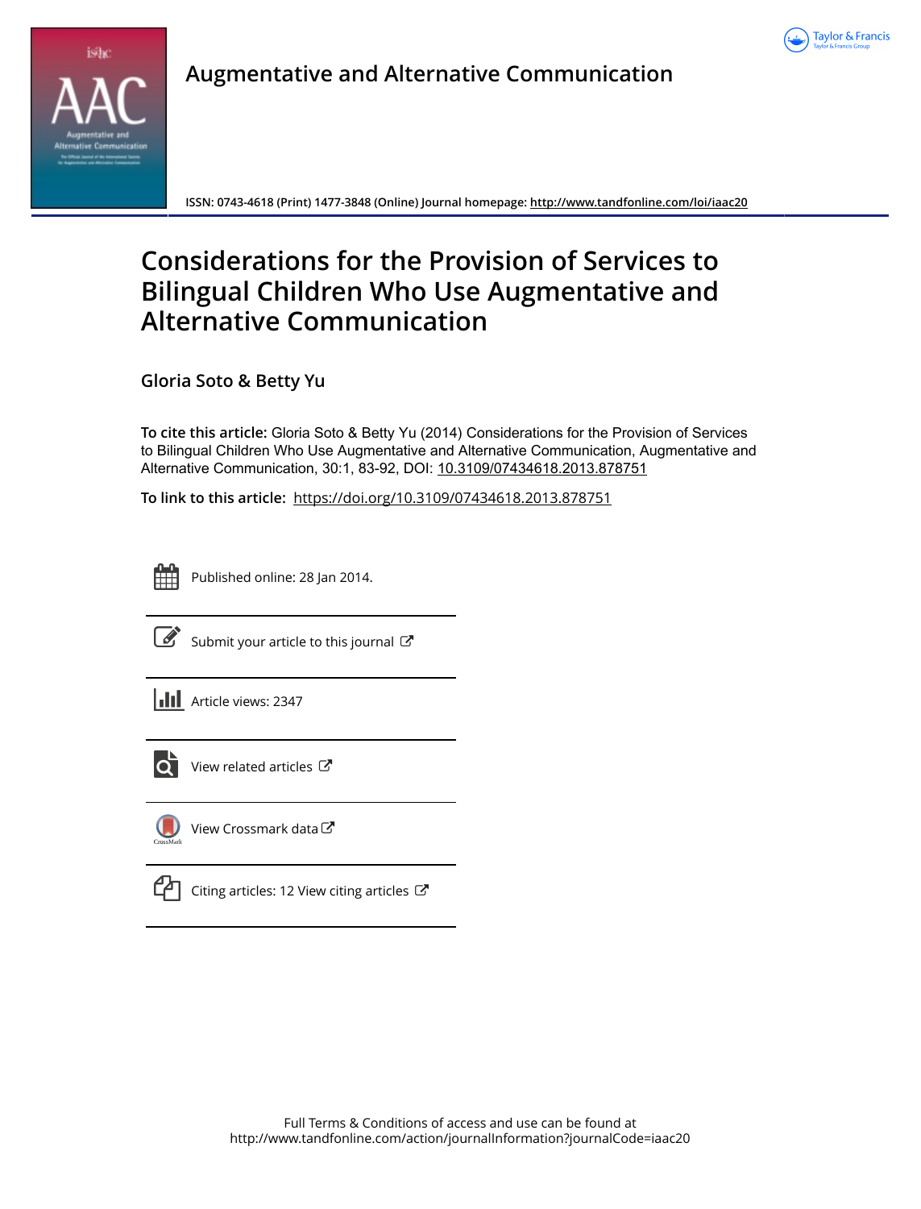# Augmentative and Alternative Communication

ISSN: 0743-4618 (Print) 1477-3848 (Online) Journal homepage: http://www.tandfonline.com/loi/iaac20

# Considerations for the Provision of Services to Bilingual Children Who Use Augmentative and Alternative Communication

**Gloria Soto & Betty Yu**

**To cite this article:** Gloria Soto & Betty Yu (2014) Considerations for the Provision of Services to Bilingual Children Who Use Augmentative and Alternative Communication, Augmentative and Alternative Communication, 30:1, 83-92, DOI: 10.3109/07434618.2013.878751

**To link to this article:** https://doi.org/10.3109/07434618.2013.878751

Published online: 28 Jan 2014.

Submit your article to this journal

Article views: 2347

View related articles

View Crossmark data

Citing articles: 12 View citing articles

Full Terms & Conditions of access and use can be found at
http://www.tandfonline.com/action/journalInformation?journalCode=iaac20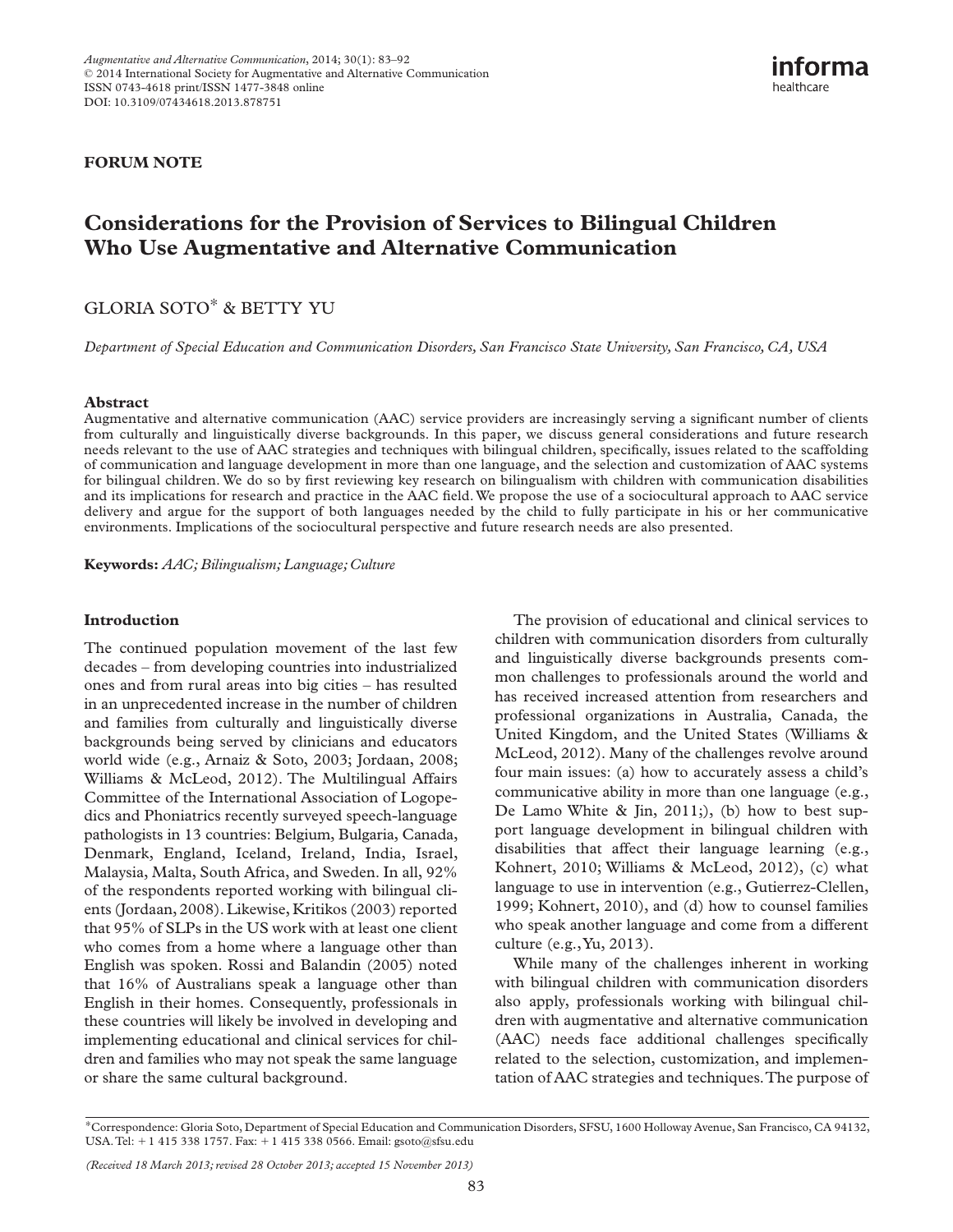**FORUM NOTE**

# Considerations for the Provision of Services to Bilingual Children Who Use Augmentative and Alternative Communication

GLORIA SOTO* & BETTY YU

*Department of Special Education and Communication Disorders, San Francisco State University, San Francisco, CA, USA*

## Abstract

Augmentative and alternative communication (AAC) service providers are increasingly serving a significant number of clients from culturally and linguistically diverse backgrounds. In this paper, we discuss general considerations and future research needs relevant to the use of AAC strategies and techniques with bilingual children, specifically, issues related to the scaffolding of communication and language development in more than one language, and the selection and customization of AAC systems for bilingual children. We do so by first reviewing key research on bilingualism with children with communication disabilities and its implications for research and practice in the AAC field. We propose the use of a sociocultural approach to AAC service delivery and argue for the support of both languages needed by the child to fully participate in his or her communicative environments. Implications of the sociocultural perspective and future research needs are also presented.

**Keywords:** *AAC; Bilingualism; Language; Culture*

## Introduction

The continued population movement of the last few decades – from developing countries into industrialized ones and from rural areas into big cities – has resulted in an unprecedented increase in the number of children and families from culturally and linguistically diverse backgrounds being served by clinicians and educators world wide (e.g., Arnaiz & Soto, 2003; Jordaan, 2008; Williams & McLeod, 2012). The Multilingual Affairs Committee of the International Association of Logopedics and Phoniatrics recently surveyed speech-language pathologists in 13 countries: Belgium, Bulgaria, Canada, Denmark, England, Iceland, Ireland, India, Israel, Malaysia, Malta, South Africa, and Sweden. In all, 92% of the respondents reported working with bilingual clients (Jordaan, 2008). Likewise, Kritikos (2003) reported that 95% of SLPs in the US work with at least one client who comes from a home where a language other than English was spoken. Rossi and Balandin (2005) noted that 16% of Australians speak a language other than English in their homes. Consequently, professionals in these countries will likely be involved in developing and implementing educational and clinical services for children and families who may not speak the same language or share the same cultural background.

The provision of educational and clinical services to children with communication disorders from culturally and linguistically diverse backgrounds presents common challenges to professionals around the world and has received increased attention from researchers and professional organizations in Australia, Canada, the United Kingdom, and the United States (Williams & McLeod, 2012). Many of the challenges revolve around four main issues: (a) how to accurately assess a child's communicative ability in more than one language (e.g., De Lamo White & Jin, 2011;), (b) how to best support language development in bilingual children with disabilities that affect their language learning (e.g., Kohnert, 2010; Williams & McLeod, 2012), (c) what language to use in intervention (e.g., Gutierrez-Clellen, 1999; Kohnert, 2010), and (d) how to counsel families who speak another language and come from a different culture (e.g., Yu, 2013).

While many of the challenges inherent in working with bilingual children with communication disorders also apply, professionals working with bilingual children with augmentative and alternative communication (AAC) needs face additional challenges specifically related to the selection, customization, and implementation of AAC strategies and techniques. The purpose of

*Correspondence: Gloria Soto, Department of Special Education and Communication Disorders, SFSU, 1600 Holloway Avenue, San Francisco, CA 94132, USA. Tel: + 1 415 338 1757. Fax: + 1 415 338 0566. Email: gsoto@sfsu.edu

*(Received 18 March 2013; revised 28 October 2013; accepted 15 November 2013)*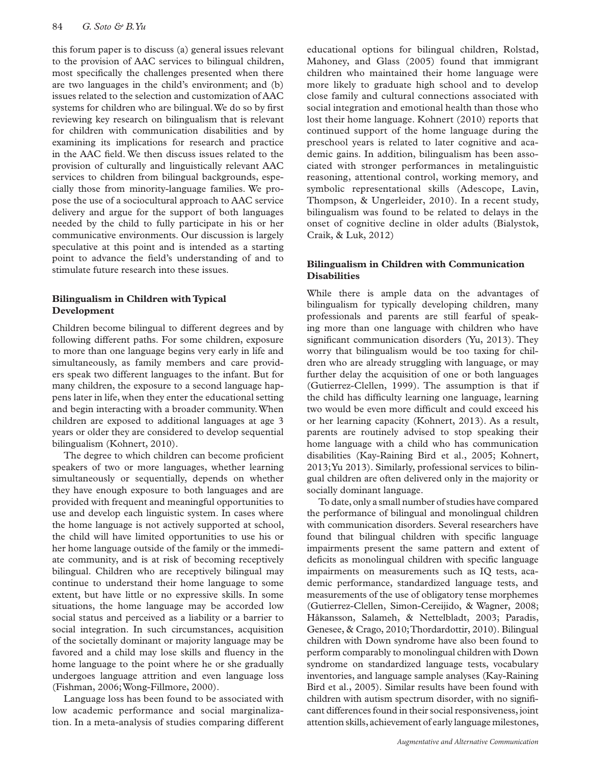this forum paper is to discuss (a) general issues relevant to the provision of AAC services to bilingual children, most specifically the challenges presented when there are two languages in the child's environment; and (b) issues related to the selection and customization of AAC systems for children who are bilingual. We do so by first reviewing key research on bilingualism that is relevant for children with communication disabilities and by examining its implications for research and practice in the AAC field. We then discuss issues related to the provision of culturally and linguistically relevant AAC services to children from bilingual backgrounds, especially those from minority-language families. We propose the use of a sociocultural approach to AAC service delivery and argue for the support of both languages needed by the child to fully participate in his or her communicative environments. Our discussion is largely speculative at this point and is intended as a starting point to advance the field's understanding of and to stimulate future research into these issues.

## Bilingualism in Children with Typical Development

Children become bilingual to different degrees and by following different paths. For some children, exposure to more than one language begins very early in life and simultaneously, as family members and care providers speak two different languages to the infant. But for many children, the exposure to a second language happens later in life, when they enter the educational setting and begin interacting with a broader community. When children are exposed to additional languages at age 3 years or older they are considered to develop sequential bilingualism (Kohnert, 2010).

The degree to which children can become proficient speakers of two or more languages, whether learning simultaneously or sequentially, depends on whether they have enough exposure to both languages and are provided with frequent and meaningful opportunities to use and develop each linguistic system. In cases where the home language is not actively supported at school, the child will have limited opportunities to use his or her home language outside of the family or the immediate community, and is at risk of becoming receptively bilingual. Children who are receptively bilingual may continue to understand their home language to some extent, but have little or no expressive skills. In some situations, the home language may be accorded low social status and perceived as a liability or a barrier to social integration. In such circumstances, acquisition of the societally dominant or majority language may be favored and a child may lose skills and fluency in the home language to the point where he or she gradually undergoes language attrition and even language loss (Fishman, 2006; Wong-Fillmore, 2000).

Language loss has been found to be associated with low academic performance and social marginalization. In a meta-analysis of studies comparing different educational options for bilingual children, Rolstad, Mahoney, and Glass (2005) found that immigrant children who maintained their home language were more likely to graduate high school and to develop close family and cultural connections associated with social integration and emotional health than those who lost their home language. Kohnert (2010) reports that continued support of the home language during the preschool years is related to later cognitive and academic gains. In addition, bilingualism has been associated with stronger performances in metalinguistic reasoning, attentional control, working memory, and symbolic representational skills (Adescope, Lavin, Thompson, & Ungerleider, 2010). In a recent study, bilingualism was found to be related to delays in the onset of cognitive decline in older adults (Bialystok, Craik, & Luk, 2012)

## Bilingualism in Children with Communication Disabilities

While there is ample data on the advantages of bilingualism for typically developing children, many professionals and parents are still fearful of speaking more than one language with children who have significant communication disorders (Yu, 2013). They worry that bilingualism would be too taxing for children who are already struggling with language, or may further delay the acquisition of one or both languages (Gutierrez-Clellen, 1999). The assumption is that if the child has difficulty learning one language, learning two would be even more difficult and could exceed his or her learning capacity (Kohnert, 2013). As a result, parents are routinely advised to stop speaking their home language with a child who has communication disabilities (Kay-Raining Bird et al., 2005; Kohnert, 2013; Yu 2013). Similarly, professional services to bilingual children are often delivered only in the majority or socially dominant language.

To date, only a small number of studies have compared the performance of bilingual and monolingual children with communication disorders. Several researchers have found that bilingual children with specific language impairments present the same pattern and extent of deficits as monolingual children with specific language impairments on measurements such as IQ tests, academic performance, standardized language tests, and measurements of the use of obligatory tense morphemes (Gutierrez-Clellen, Simon-Cereijido, & Wagner, 2008; Håkansson, Salameh, & Nettelbladt, 2003; Paradis, Genesee, & Crago, 2010; Thordardottir, 2010). Bilingual children with Down syndrome have also been found to perform comparably to monolingual children with Down syndrome on standardized language tests, vocabulary inventories, and language sample analyses (Kay-Raining Bird et al., 2005). Similar results have been found with children with autism spectrum disorder, with no significant differences found in their social responsiveness, joint attention skills, achievement of early language milestones,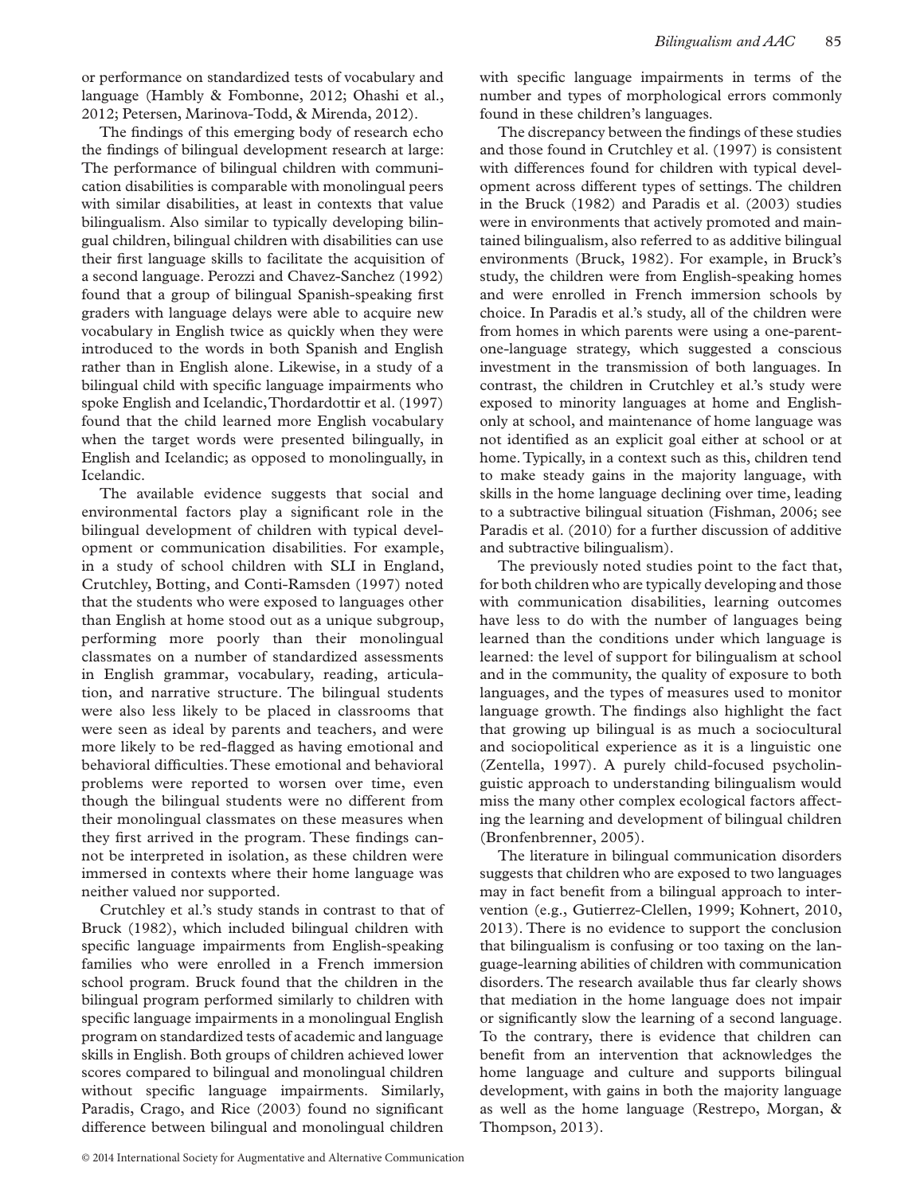or performance on standardized tests of vocabulary and language (Hambly & Fombonne, 2012; Ohashi et al., 2012; Petersen, Marinova-Todd, & Mirenda, 2012).

The findings of this emerging body of research echo the findings of bilingual development research at large: The performance of bilingual children with communication disabilities is comparable with monolingual peers with similar disabilities, at least in contexts that value bilingualism. Also similar to typically developing bilingual children, bilingual children with disabilities can use their first language skills to facilitate the acquisition of a second language. Perozzi and Chavez-Sanchez (1992) found that a group of bilingual Spanish-speaking first graders with language delays were able to acquire new vocabulary in English twice as quickly when they were introduced to the words in both Spanish and English rather than in English alone. Likewise, in a study of a bilingual child with specific language impairments who spoke English and Icelandic, Thordardottir et al. (1997) found that the child learned more English vocabulary when the target words were presented bilingually, in English and Icelandic; as opposed to monolingually, in Icelandic.

The available evidence suggests that social and environmental factors play a significant role in the bilingual development of children with typical development or communication disabilities. For example, in a study of school children with SLI in England, Crutchley, Botting, and Conti-Ramsden (1997) noted that the students who were exposed to languages other than English at home stood out as a unique subgroup, performing more poorly than their monolingual classmates on a number of standardized assessments in English grammar, vocabulary, reading, articulation, and narrative structure. The bilingual students were also less likely to be placed in classrooms that were seen as ideal by parents and teachers, and were more likely to be red-flagged as having emotional and behavioral difficulties. These emotional and behavioral problems were reported to worsen over time, even though the bilingual students were no different from their monolingual classmates on these measures when they first arrived in the program. These findings cannot be interpreted in isolation, as these children were immersed in contexts where their home language was neither valued nor supported.

Crutchley et al.'s study stands in contrast to that of Bruck (1982), which included bilingual children with specific language impairments from English-speaking families who were enrolled in a French immersion school program. Bruck found that the children in the bilingual program performed similarly to children with specific language impairments in a monolingual English program on standardized tests of academic and language skills in English. Both groups of children achieved lower scores compared to bilingual and monolingual children without specific language impairments. Similarly, Paradis, Crago, and Rice (2003) found no significant difference between bilingual and monolingual children with specific language impairments in terms of the number and types of morphological errors commonly found in these children's languages.

The discrepancy between the findings of these studies and those found in Crutchley et al. (1997) is consistent with differences found for children with typical development across different types of settings. The children in the Bruck (1982) and Paradis et al. (2003) studies were in environments that actively promoted and maintained bilingualism, also referred to as additive bilingual environments (Bruck, 1982). For example, in Bruck's study, the children were from English-speaking homes and were enrolled in French immersion schools by choice. In Paradis et al.'s study, all of the children were from homes in which parents were using a one-parent-one-language strategy, which suggested a conscious investment in the transmission of both languages. In contrast, the children in Crutchley et al.'s study were exposed to minority languages at home and English-only at school, and maintenance of home language was not identified as an explicit goal either at school or at home. Typically, in a context such as this, children tend to make steady gains in the majority language, with skills in the home language declining over time, leading to a subtractive bilingual situation (Fishman, 2006; see Paradis et al. (2010) for a further discussion of additive and subtractive bilingualism).

The previously noted studies point to the fact that, for both children who are typically developing and those with communication disabilities, learning outcomes have less to do with the number of languages being learned than the conditions under which language is learned: the level of support for bilingualism at school and in the community, the quality of exposure to both languages, and the types of measures used to monitor language growth. The findings also highlight the fact that growing up bilingual is as much a sociocultural and sociopolitical experience as it is a linguistic one (Zentella, 1997). A purely child-focused psycholinguistic approach to understanding bilingualism would miss the many other complex ecological factors affecting the learning and development of bilingual children (Bronfenbrenner, 2005).

The literature in bilingual communication disorders suggests that children who are exposed to two languages may in fact benefit from a bilingual approach to intervention (e.g., Gutierrez-Clellen, 1999; Kohnert, 2010, 2013). There is no evidence to support the conclusion that bilingualism is confusing or too taxing on the language-learning abilities of children with communication disorders. The research available thus far clearly shows that mediation in the home language does not impair or significantly slow the learning of a second language. To the contrary, there is evidence that children can benefit from an intervention that acknowledges the home language and culture and supports bilingual development, with gains in both the majority language as well as the home language (Restrepo, Morgan, & Thompson, 2013).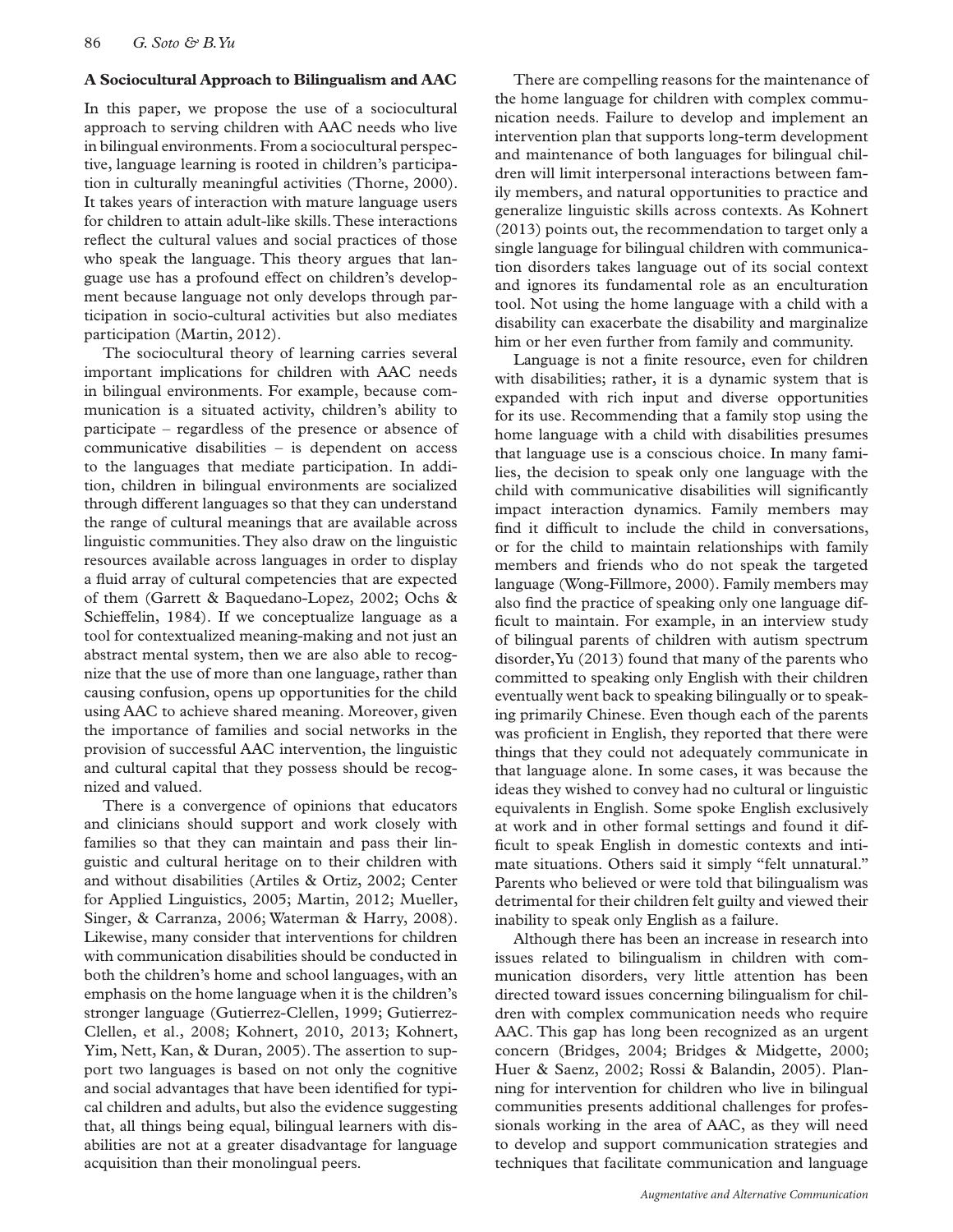### A Sociocultural Approach to Bilingualism and AAC

In this paper, we propose the use of a sociocultural approach to serving children with AAC needs who live in bilingual environments. From a sociocultural perspective, language learning is rooted in children's participation in culturally meaningful activities (Thorne, 2000). It takes years of interaction with mature language users for children to attain adult-like skills. These interactions reflect the cultural values and social practices of those who speak the language. This theory argues that language use has a profound effect on children's development because language not only develops through participation in socio-cultural activities but also mediates participation (Martin, 2012).

The sociocultural theory of learning carries several important implications for children with AAC needs in bilingual environments. For example, because communication is a situated activity, children's ability to participate – regardless of the presence or absence of communicative disabilities – is dependent on access to the languages that mediate participation. In addition, children in bilingual environments are socialized through different languages so that they can understand the range of cultural meanings that are available across linguistic communities. They also draw on the linguistic resources available across languages in order to display a fluid array of cultural competencies that are expected of them (Garrett & Baquedano-Lopez, 2002; Ochs & Schieffelin, 1984). If we conceptualize language as a tool for contextualized meaning-making and not just an abstract mental system, then we are also able to recognize that the use of more than one language, rather than causing confusion, opens up opportunities for the child using AAC to achieve shared meaning. Moreover, given the importance of families and social networks in the provision of successful AAC intervention, the linguistic and cultural capital that they possess should be recognized and valued.

There is a convergence of opinions that educators and clinicians should support and work closely with families so that they can maintain and pass their linguistic and cultural heritage on to their children with and without disabilities (Artiles & Ortiz, 2002; Center for Applied Linguistics, 2005; Martin, 2012; Mueller, Singer, & Carranza, 2006; Waterman & Harry, 2008). Likewise, many consider that interventions for children with communication disabilities should be conducted in both the children's home and school languages, with an emphasis on the home language when it is the children's stronger language (Gutierrez-Clellen, 1999; Gutierrez-Clellen, et al., 2008; Kohnert, 2010, 2013; Kohnert, Yim, Nett, Kan, & Duran, 2005). The assertion to support two languages is based on not only the cognitive and social advantages that have been identified for typical children and adults, but also the evidence suggesting that, all things being equal, bilingual learners with disabilities are not at a greater disadvantage for language acquisition than their monolingual peers.

There are compelling reasons for the maintenance of the home language for children with complex communication needs. Failure to develop and implement an intervention plan that supports long-term development and maintenance of both languages for bilingual children will limit interpersonal interactions between family members, and natural opportunities to practice and generalize linguistic skills across contexts. As Kohnert (2013) points out, the recommendation to target only a single language for bilingual children with communication disorders takes language out of its social context and ignores its fundamental role as an enculturation tool. Not using the home language with a child with a disability can exacerbate the disability and marginalize him or her even further from family and community.

Language is not a finite resource, even for children with disabilities; rather, it is a dynamic system that is expanded with rich input and diverse opportunities for its use. Recommending that a family stop using the home language with a child with disabilities presumes that language use is a conscious choice. In many families, the decision to speak only one language with the child with communicative disabilities will significantly impact interaction dynamics. Family members may find it difficult to include the child in conversations, or for the child to maintain relationships with family members and friends who do not speak the targeted language (Wong-Fillmore, 2000). Family members may also find the practice of speaking only one language difficult to maintain. For example, in an interview study of bilingual parents of children with autism spectrum disorder, Yu (2013) found that many of the parents who committed to speaking only English with their children eventually went back to speaking bilingually or to speaking primarily Chinese. Even though each of the parents was proficient in English, they reported that there were things that they could not adequately communicate in that language alone. In some cases, it was because the ideas they wished to convey had no cultural or linguistic equivalents in English. Some spoke English exclusively at work and in other formal settings and found it difficult to speak English in domestic contexts and intimate situations. Others said it simply "felt unnatural." Parents who believed or were told that bilingualism was detrimental for their children felt guilty and viewed their inability to speak only English as a failure.

Although there has been an increase in research into issues related to bilingualism in children with communication disorders, very little attention has been directed toward issues concerning bilingualism for children with complex communication needs who require AAC. This gap has long been recognized as an urgent concern (Bridges, 2004; Bridges & Midgette, 2000; Huer & Saenz, 2002; Rossi & Balandin, 2005). Planning for intervention for children who live in bilingual communities presents additional challenges for professionals working in the area of AAC, as they will need to develop and support communication strategies and techniques that facilitate communication and language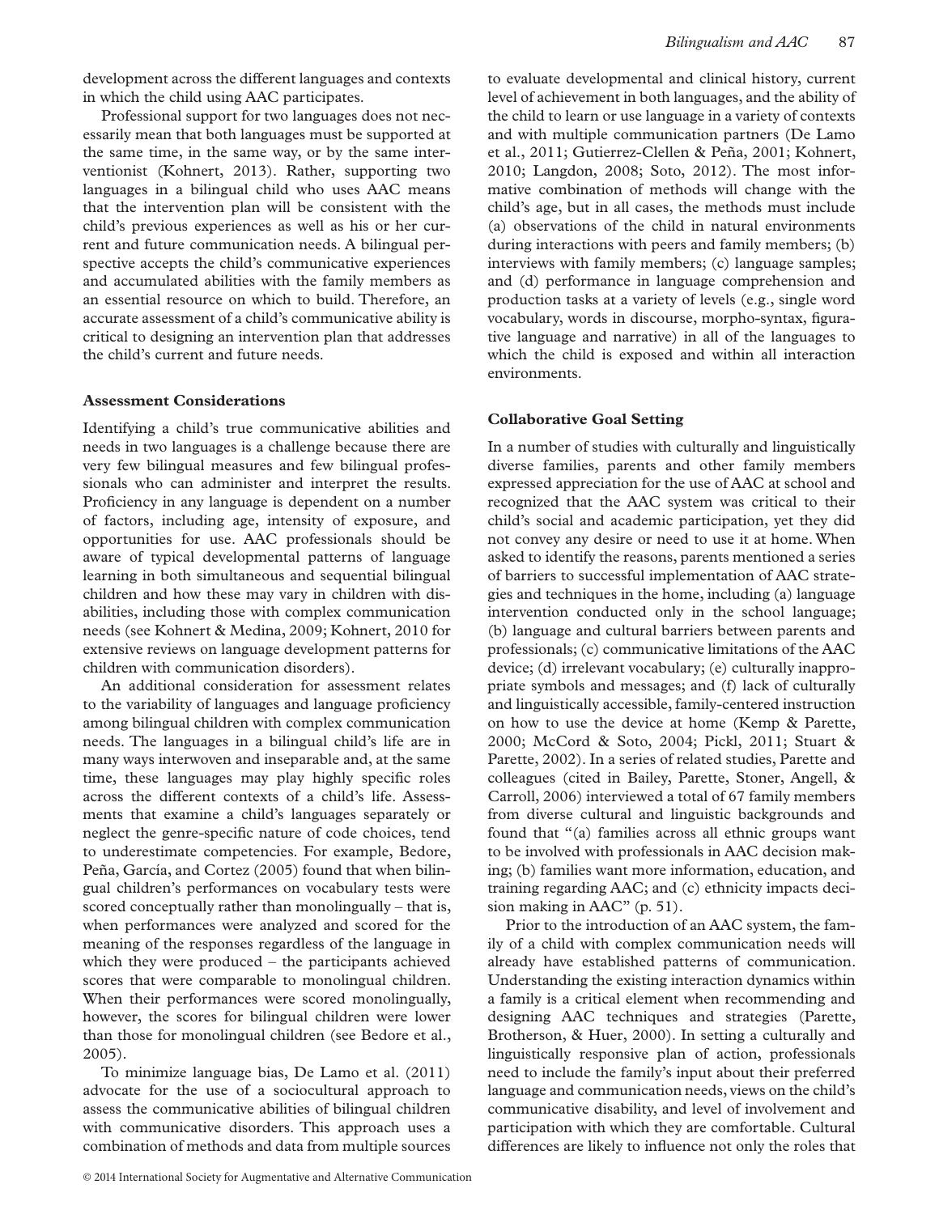development across the different languages and contexts in which the child using AAC participates.

Professional support for two languages does not necessarily mean that both languages must be supported at the same time, in the same way, or by the same interventionist (Kohnert, 2013). Rather, supporting two languages in a bilingual child who uses AAC means that the intervention plan will be consistent with the child's previous experiences as well as his or her current and future communication needs. A bilingual perspective accepts the child's communicative experiences and accumulated abilities with the family members as an essential resource on which to build. Therefore, an accurate assessment of a child's communicative ability is critical to designing an intervention plan that addresses the child's current and future needs.

### Assessment Considerations

Identifying a child's true communicative abilities and needs in two languages is a challenge because there are very few bilingual measures and few bilingual professionals who can administer and interpret the results. Proficiency in any language is dependent on a number of factors, including age, intensity of exposure, and opportunities for use. AAC professionals should be aware of typical developmental patterns of language learning in both simultaneous and sequential bilingual children and how these may vary in children with disabilities, including those with complex communication needs (see Kohnert & Medina, 2009; Kohnert, 2010 for extensive reviews on language development patterns for children with communication disorders).

An additional consideration for assessment relates to the variability of languages and language proficiency among bilingual children with complex communication needs. The languages in a bilingual child's life are in many ways interwoven and inseparable and, at the same time, these languages may play highly specific roles across the different contexts of a child's life. Assessments that examine a child's languages separately or neglect the genre-specific nature of code choices, tend to underestimate competencies. For example, Bedore, Peña, García, and Cortez (2005) found that when bilingual children's performances on vocabulary tests were scored conceptually rather than monolingually – that is, when performances were analyzed and scored for the meaning of the responses regardless of the language in which they were produced – the participants achieved scores that were comparable to monolingual children. When their performances were scored monolingually, however, the scores for bilingual children were lower than those for monolingual children (see Bedore et al., 2005).

To minimize language bias, De Lamo et al. (2011) advocate for the use of a sociocultural approach to assess the communicative abilities of bilingual children with communicative disorders. This approach uses a combination of methods and data from multiple sources to evaluate developmental and clinical history, current level of achievement in both languages, and the ability of the child to learn or use language in a variety of contexts and with multiple communication partners (De Lamo et al., 2011; Gutierrez-Clellen & Peña, 2001; Kohnert, 2010; Langdon, 2008; Soto, 2012). The most informative combination of methods will change with the child's age, but in all cases, the methods must include (a) observations of the child in natural environments during interactions with peers and family members; (b) interviews with family members; (c) language samples; and (d) performance in language comprehension and production tasks at a variety of levels (e.g., single word vocabulary, words in discourse, morpho-syntax, figurative language and narrative) in all of the languages to which the child is exposed and within all interaction environments.

### Collaborative Goal Setting

In a number of studies with culturally and linguistically diverse families, parents and other family members expressed appreciation for the use of AAC at school and recognized that the AAC system was critical to their child's social and academic participation, yet they did not convey any desire or need to use it at home. When asked to identify the reasons, parents mentioned a series of barriers to successful implementation of AAC strategies and techniques in the home, including (a) language intervention conducted only in the school language; (b) language and cultural barriers between parents and professionals; (c) communicative limitations of the AAC device; (d) irrelevant vocabulary; (e) culturally inappropriate symbols and messages; and (f) lack of culturally and linguistically accessible, family-centered instruction on how to use the device at home (Kemp & Parette, 2000; McCord & Soto, 2004; Pickl, 2011; Stuart & Parette, 2002). In a series of related studies, Parette and colleagues (cited in Bailey, Parette, Stoner, Angell, & Carroll, 2006) interviewed a total of 67 family members from diverse cultural and linguistic backgrounds and found that "(a) families across all ethnic groups want to be involved with professionals in AAC decision making; (b) families want more information, education, and training regarding AAC; and (c) ethnicity impacts decision making in AAC" (p. 51).

Prior to the introduction of an AAC system, the family of a child with complex communication needs will already have established patterns of communication. Understanding the existing interaction dynamics within a family is a critical element when recommending and designing AAC techniques and strategies (Parette, Brotherson, & Huer, 2000). In setting a culturally and linguistically responsive plan of action, professionals need to include the family's input about their preferred language and communication needs, views on the child's communicative disability, and level of involvement and participation with which they are comfortable. Cultural differences are likely to influence not only the roles that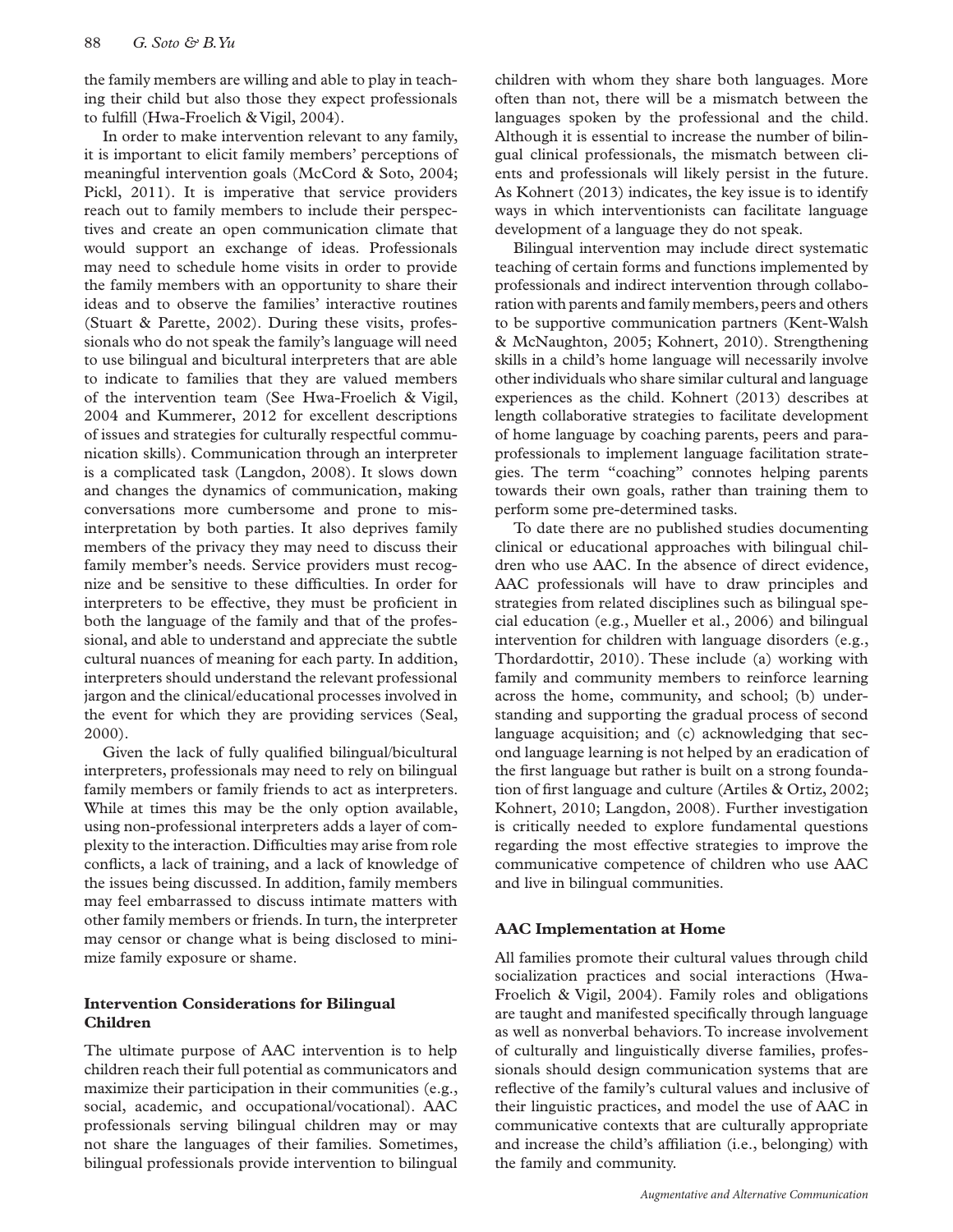the family members are willing and able to play in teaching their child but also those they expect professionals to fulfill (Hwa-Froelich & Vigil, 2004).

In order to make intervention relevant to any family, it is important to elicit family members' perceptions of meaningful intervention goals (McCord & Soto, 2004; Pickl, 2011). It is imperative that service providers reach out to family members to include their perspectives and create an open communication climate that would support an exchange of ideas. Professionals may need to schedule home visits in order to provide the family members with an opportunity to share their ideas and to observe the families' interactive routines (Stuart & Parette, 2002). During these visits, professionals who do not speak the family's language will need to use bilingual and bicultural interpreters that are able to indicate to families that they are valued members of the intervention team (See Hwa-Froelich & Vigil, 2004 and Kummerer, 2012 for excellent descriptions of issues and strategies for culturally respectful communication skills). Communication through an interpreter is a complicated task (Langdon, 2008). It slows down and changes the dynamics of communication, making conversations more cumbersome and prone to misinterpretation by both parties. It also deprives family members of the privacy they may need to discuss their family member's needs. Service providers must recognize and be sensitive to these difficulties. In order for interpreters to be effective, they must be proficient in both the language of the family and that of the professional, and able to understand and appreciate the subtle cultural nuances of meaning for each party. In addition, interpreters should understand the relevant professional jargon and the clinical/educational processes involved in the event for which they are providing services (Seal, 2000).

Given the lack of fully qualified bilingual/bicultural interpreters, professionals may need to rely on bilingual family members or family friends to act as interpreters. While at times this may be the only option available, using non-professional interpreters adds a layer of complexity to the interaction. Difficulties may arise from role conflicts, a lack of training, and a lack of knowledge of the issues being discussed. In addition, family members may feel embarrassed to discuss intimate matters with other family members or friends. In turn, the interpreter may censor or change what is being disclosed to minimize family exposure or shame.

## Intervention Considerations for Bilingual Children

The ultimate purpose of AAC intervention is to help children reach their full potential as communicators and maximize their participation in their communities (e.g., social, academic, and occupational/vocational). AAC professionals serving bilingual children may or may not share the languages of their families. Sometimes, bilingual professionals provide intervention to bilingual children with whom they share both languages. More often than not, there will be a mismatch between the languages spoken by the professional and the child. Although it is essential to increase the number of bilingual clinical professionals, the mismatch between clients and professionals will likely persist in the future. As Kohnert (2013) indicates, the key issue is to identify ways in which interventionists can facilitate language development of a language they do not speak.

Bilingual intervention may include direct systematic teaching of certain forms and functions implemented by professionals and indirect intervention through collaboration with parents and family members, peers and others to be supportive communication partners (Kent-Walsh & McNaughton, 2005; Kohnert, 2010). Strengthening skills in a child's home language will necessarily involve other individuals who share similar cultural and language experiences as the child. Kohnert (2013) describes at length collaborative strategies to facilitate development of home language by coaching parents, peers and paraprofessionals to implement language facilitation strategies. The term "coaching" connotes helping parents towards their own goals, rather than training them to perform some pre-determined tasks.

To date there are no published studies documenting clinical or educational approaches with bilingual children who use AAC. In the absence of direct evidence, AAC professionals will have to draw principles and strategies from related disciplines such as bilingual special education (e.g., Mueller et al., 2006) and bilingual intervention for children with language disorders (e.g., Thordardottir, 2010). These include (a) working with family and community members to reinforce learning across the home, community, and school; (b) understanding and supporting the gradual process of second language acquisition; and (c) acknowledging that second language learning is not helped by an eradication of the first language but rather is built on a strong foundation of first language and culture (Artiles & Ortiz, 2002; Kohnert, 2010; Langdon, 2008). Further investigation is critically needed to explore fundamental questions regarding the most effective strategies to improve the communicative competence of children who use AAC and live in bilingual communities.

## AAC Implementation at Home

All families promote their cultural values through child socialization practices and social interactions (Hwa-Froelich & Vigil, 2004). Family roles and obligations are taught and manifested specifically through language as well as nonverbal behaviors. To increase involvement of culturally and linguistically diverse families, professionals should design communication systems that are reflective of the family's cultural values and inclusive of their linguistic practices, and model the use of AAC in communicative contexts that are culturally appropriate and increase the child's affiliation (i.e., belonging) with the family and community.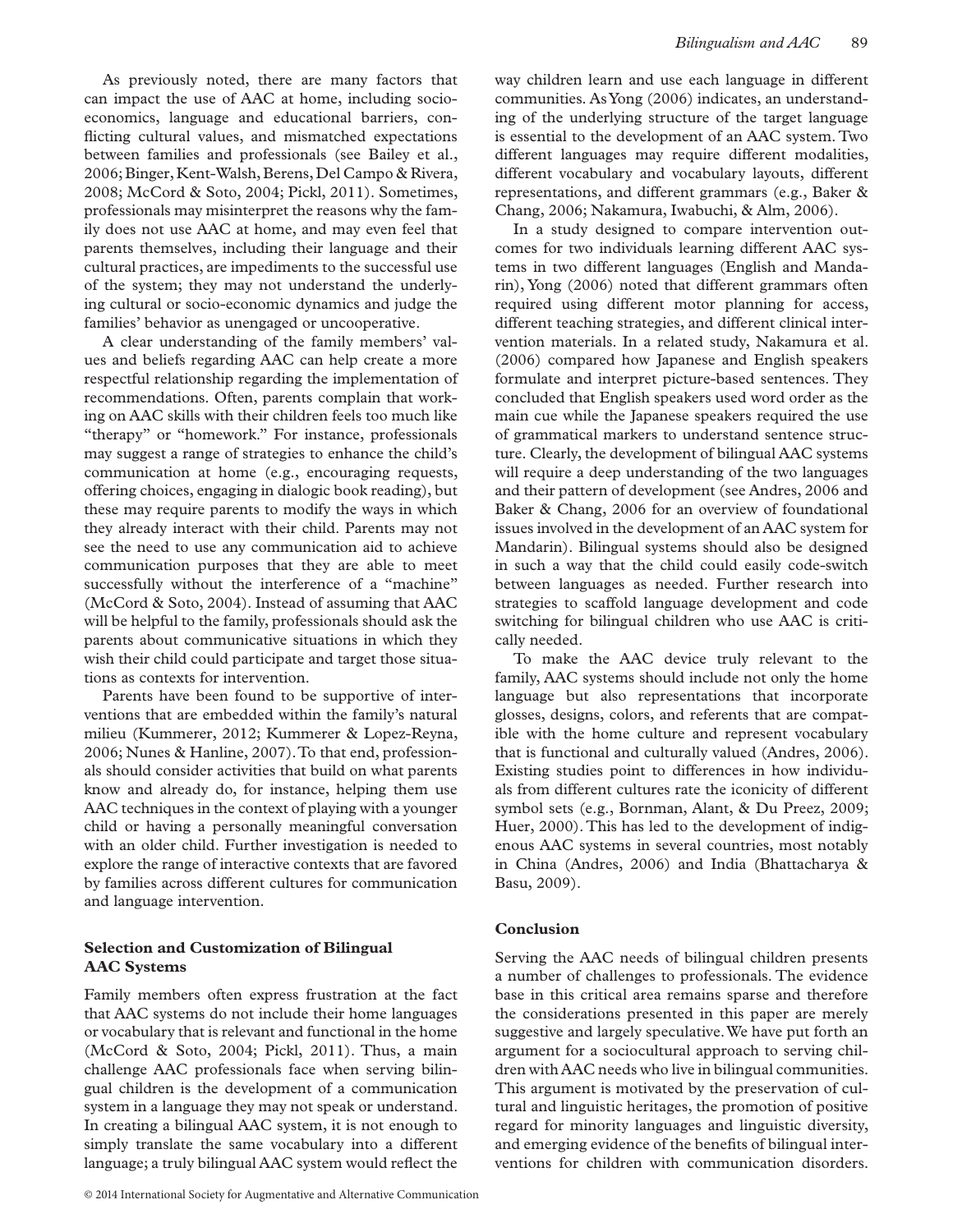As previously noted, there are many factors that can impact the use of AAC at home, including socio-economics, language and educational barriers, conflicting cultural values, and mismatched expectations between families and professionals (see Bailey et al., 2006; Binger, Kent-Walsh, Berens, Del Campo & Rivera, 2008; McCord & Soto, 2004; Pickl, 2011). Sometimes, professionals may misinterpret the reasons why the family does not use AAC at home, and may even feel that parents themselves, including their language and their cultural practices, are impediments to the successful use of the system; they may not understand the underlying cultural or socio-economic dynamics and judge the families' behavior as unengaged or uncooperative.

A clear understanding of the family members' values and beliefs regarding AAC can help create a more respectful relationship regarding the implementation of recommendations. Often, parents complain that working on AAC skills with their children feels too much like "therapy" or "homework." For instance, professionals may suggest a range of strategies to enhance the child's communication at home (e.g., encouraging requests, offering choices, engaging in dialogic book reading), but these may require parents to modify the ways in which they already interact with their child. Parents may not see the need to use any communication aid to achieve communication purposes that they are able to meet successfully without the interference of a "machine" (McCord & Soto, 2004). Instead of assuming that AAC will be helpful to the family, professionals should ask the parents about communicative situations in which they wish their child could participate and target those situations as contexts for intervention.

Parents have been found to be supportive of interventions that are embedded within the family's natural milieu (Kummerer, 2012; Kummerer & Lopez-Reyna, 2006; Nunes & Hanline, 2007). To that end, professionals should consider activities that build on what parents know and already do, for instance, helping them use AAC techniques in the context of playing with a younger child or having a personally meaningful conversation with an older child. Further investigation is needed to explore the range of interactive contexts that are favored by families across different cultures for communication and language intervention.

### Selection and Customization of Bilingual AAC Systems

Family members often express frustration at the fact that AAC systems do not include their home languages or vocabulary that is relevant and functional in the home (McCord & Soto, 2004; Pickl, 2011). Thus, a main challenge AAC professionals face when serving bilingual children is the development of a communication system in a language they may not speak or understand. In creating a bilingual AAC system, it is not enough to simply translate the same vocabulary into a different language; a truly bilingual AAC system would reflect the way children learn and use each language in different communities. As Yong (2006) indicates, an understanding of the underlying structure of the target language is essential to the development of an AAC system. Two different languages may require different modalities, different vocabulary and vocabulary layouts, different representations, and different grammars (e.g., Baker & Chang, 2006; Nakamura, Iwabuchi, & Alm, 2006).

In a study designed to compare intervention outcomes for two individuals learning different AAC systems in two different languages (English and Mandarin), Yong (2006) noted that different grammars often required using different motor planning for access, different teaching strategies, and different clinical intervention materials. In a related study, Nakamura et al. (2006) compared how Japanese and English speakers formulate and interpret picture-based sentences. They concluded that English speakers used word order as the main cue while the Japanese speakers required the use of grammatical markers to understand sentence structure. Clearly, the development of bilingual AAC systems will require a deep understanding of the two languages and their pattern of development (see Andres, 2006 and Baker & Chang, 2006 for an overview of foundational issues involved in the development of an AAC system for Mandarin). Bilingual systems should also be designed in such a way that the child could easily code-switch between languages as needed. Further research into strategies to scaffold language development and code switching for bilingual children who use AAC is critically needed.

To make the AAC device truly relevant to the family, AAC systems should include not only the home language but also representations that incorporate glosses, designs, colors, and referents that are compatible with the home culture and represent vocabulary that is functional and culturally valued (Andres, 2006). Existing studies point to differences in how individuals from different cultures rate the iconicity of different symbol sets (e.g., Bornman, Alant, & Du Preez, 2009; Huer, 2000). This has led to the development of indigenous AAC systems in several countries, most notably in China (Andres, 2006) and India (Bhattacharya & Basu, 2009).

### Conclusion

Serving the AAC needs of bilingual children presents a number of challenges to professionals. The evidence base in this critical area remains sparse and therefore the considerations presented in this paper are merely suggestive and largely speculative. We have put forth an argument for a sociocultural approach to serving children with AAC needs who live in bilingual communities. This argument is motivated by the preservation of cultural and linguistic heritages, the promotion of positive regard for minority languages and linguistic diversity, and emerging evidence of the benefits of bilingual interventions for children with communication disorders.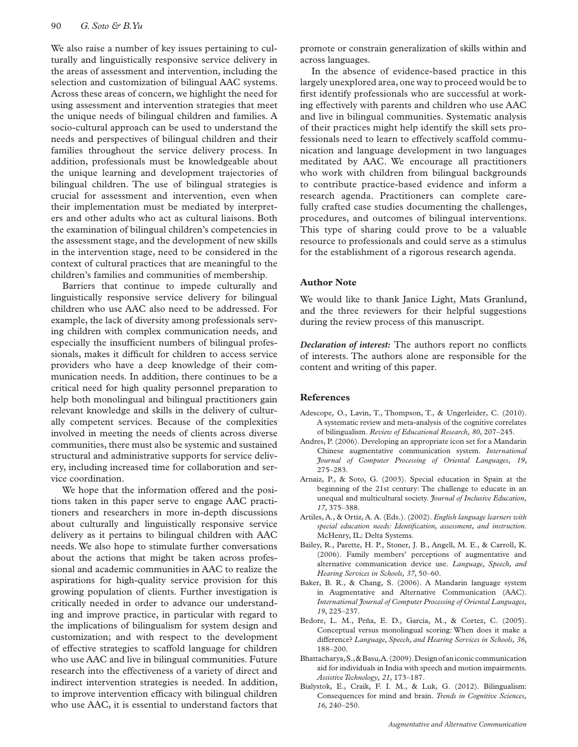We also raise a number of key issues pertaining to culturally and linguistically responsive service delivery in the areas of assessment and intervention, including the selection and customization of bilingual AAC systems. Across these areas of concern, we highlight the need for using assessment and intervention strategies that meet the unique needs of bilingual children and families. A socio-cultural approach can be used to understand the needs and perspectives of bilingual children and their families throughout the service delivery process. In addition, professionals must be knowledgeable about the unique learning and development trajectories of bilingual children. The use of bilingual strategies is crucial for assessment and intervention, even when their implementation must be mediated by interpreters and other adults who act as cultural liaisons. Both the examination of bilingual children's competencies in the assessment stage, and the development of new skills in the intervention stage, need to be considered in the context of cultural practices that are meaningful to the children's families and communities of membership.

Barriers that continue to impede culturally and linguistically responsive service delivery for bilingual children who use AAC also need to be addressed. For example, the lack of diversity among professionals serving children with complex communication needs, and especially the insufficient numbers of bilingual professionals, makes it difficult for children to access service providers who have a deep knowledge of their communication needs. In addition, there continues to be a critical need for high quality personnel preparation to help both monolingual and bilingual practitioners gain relevant knowledge and skills in the delivery of culturally competent services. Because of the complexities involved in meeting the needs of clients across diverse communities, there must also be systemic and sustained structural and administrative supports for service delivery, including increased time for collaboration and service coordination.

We hope that the information offered and the positions taken in this paper serve to engage AAC practitioners and researchers in more in-depth discussions about culturally and linguistically responsive service delivery as it pertains to bilingual children with AAC needs. We also hope to stimulate further conversations about the actions that might be taken across professional and academic communities in AAC to realize the aspirations for high-quality service provision for this growing population of clients. Further investigation is critically needed in order to advance our understanding and improve practice, in particular with regard to the implications of bilingualism for system design and customization; and with respect to the development of effective strategies to scaffold language for children who use AAC and live in bilingual communities. Future research into the effectiveness of a variety of direct and indirect intervention strategies is needed. In addition, to improve intervention efficacy with bilingual children who use AAC, it is essential to understand factors that promote or constrain generalization of skills within and across languages.

In the absence of evidence-based practice in this largely unexplored area, one way to proceed would be to first identify professionals who are successful at working effectively with parents and children who use AAC and live in bilingual communities. Systematic analysis of their practices might help identify the skill sets professionals need to learn to effectively scaffold communication and language development in two languages meditated by AAC. We encourage all practitioners who work with children from bilingual backgrounds to contribute practice-based evidence and inform a research agenda. Practitioners can complete carefully crafted case studies documenting the challenges, procedures, and outcomes of bilingual interventions. This type of sharing could prove to be a valuable resource to professionals and could serve as a stimulus for the establishment of a rigorous research agenda.

## Author Note

We would like to thank Janice Light, Mats Granlund, and the three reviewers for their helpful suggestions during the review process of this manuscript.

***Declaration of interest:*** The authors report no conflicts of interests. The authors alone are responsible for the content and writing of this paper.

## References

Adescope, O., Lavin, T., Thompson, T., & Ungerleider, C. (2010). A systematic review and meta-analysis of the cognitive correlates of bilingualism. *Review of Educational Research, 80*, 207–245.

Andres, P. (2006). Developing an appropriate icon set for a Mandarin Chinese augmentative communication system. *International Journal of Computer Processing of Oriental Languages, 19*, 275–283.

Arnaiz, P., & Soto, G. (2003). Special education in Spain at the beginning of the 21st century: The challenge to educate in an unequal and multicultural society. *Journal of Inclusive Education, 17*, 375–388.

Artiles, A., & Ortiz, A. A. (Eds.). (2002). *English language learners with special education needs: Identification, assessment, and instruction*. McHenry, IL: Delta Systems.

Bailey, R., Parette, H. P., Stoner, J. B., Angell, M. E., & Carroll, K. (2006). Family members' perceptions of augmentative and alternative communication device use. *Language, Speech, and Hearing Services in Schools, 37*, 50–60.

Baker, B. R., & Chang, S. (2006). A Mandarin language system in Augmentative and Alternative Communication (AAC). *International Journal of Computer Processing of Oriental Languages, 19*, 225–237.

Bedore, L. M., Peña, E. D., García, M., & Cortez, C. (2005). Conceptual versus monolingual scoring: When does it make a difference? *Language, Speech, and Hearing Services in Schools, 36*, 188–200.

Bhattacharya, S., & Basu, A. (2009). Design of an iconic communication aid for individuals in India with speech and motion impairments. *Assistive Technology, 21*, 173–187.

Bialystok, E., Craik, F. I. M., & Luk, G. (2012). Bilingualism: Consequences for mind and brain. *Trends in Cognitive Sciences, 16*, 240–250.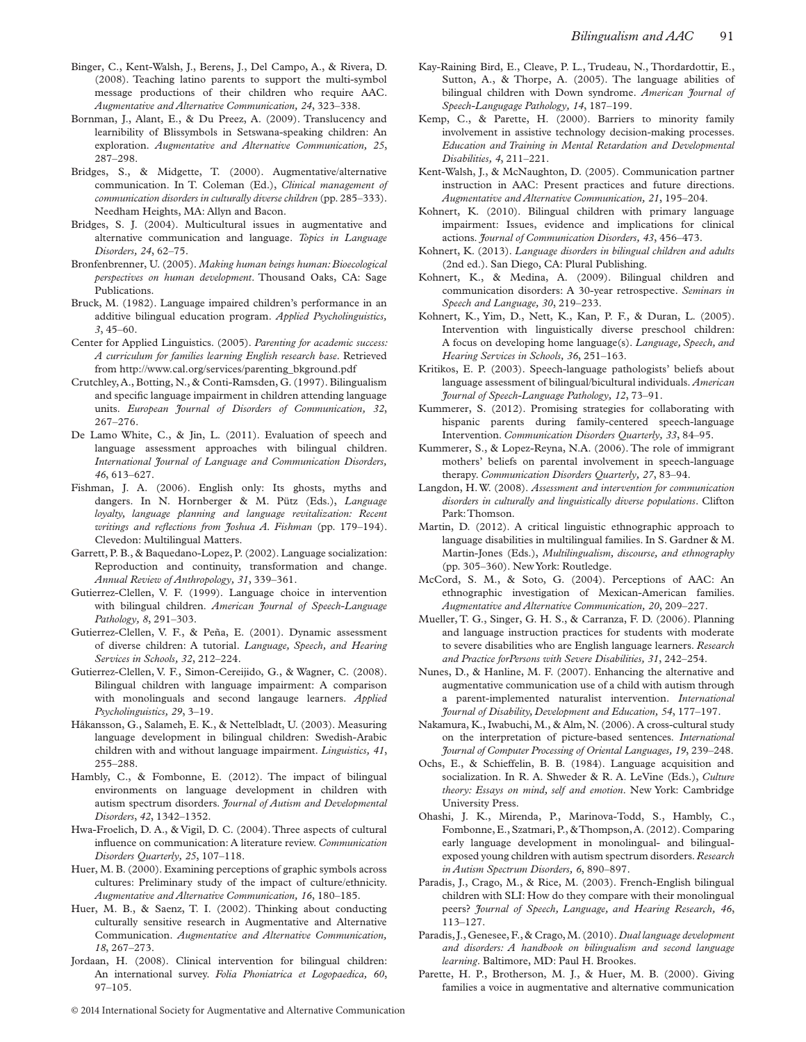Binger, C., Kent-Walsh, J., Berens, J., Del Campo, A., & Rivera, D. (2008). Teaching latino parents to support the multi-symbol message productions of their children who require AAC. *Augmentative and Alternative Communication, 24*, 323–338.

Bornman, J., Alant, E., & Du Preez, A. (2009). Translucency and learnibility of Blissymbols in Setswana-speaking children: An exploration. *Augmentative and Alternative Communication, 25*, 287–298.

Bridges, S., & Midgette, T. (2000). Augmentative/alternative communication. In T. Coleman (Ed.), *Clinical management of communication disorders in culturally diverse children* (pp. 285–333). Needham Heights, MA: Allyn and Bacon.

Bridges, S. J. (2004). Multicultural issues in augmentative and alternative communication and language. *Topics in Language Disorders, 24*, 62–75.

Bronfenbrenner, U. (2005). *Making human beings human: Bioecological perspectives on human development*. Thousand Oaks, CA: Sage Publications.

Bruck, M. (1982). Language impaired children's performance in an additive bilingual education program. *Applied Psycholinguistics, 3*, 45–60.

Center for Applied Linguistics. (2005). *Parenting for academic success: A curriculum for families learning English research base*. Retrieved from http://www.cal.org/services/parenting_bkground.pdf

Crutchley, A., Botting, N., & Conti-Ramsden, G. (1997). Bilingualism and specific language impairment in children attending language units. *European Journal of Disorders of Communication, 32*, 267–276.

De Lamo White, C., & Jin, L. (2011). Evaluation of speech and language assessment approaches with bilingual children. *International Journal of Language and Communication Disorders, 46*, 613–627.

Fishman, J. A. (2006). English only: Its ghosts, myths and dangers. In N. Hornberger & M. Pütz (Eds.), *Language loyalty, language planning and language revitalization: Recent writings and reflections from Joshua A. Fishman* (pp. 179–194). Clevedon: Multilingual Matters.

Garrett, P. B., & Baquedano-Lopez, P. (2002). Language socialization: Reproduction and continuity, transformation and change. *Annual Review of Anthropology, 31*, 339–361.

Gutierrez-Clellen, V. F. (1999). Language choice in intervention with bilingual children. *American Journal of Speech-Language Pathology, 8*, 291–303.

Gutierrez-Clellen, V. F., & Peña, E. (2001). Dynamic assessment of diverse children: A tutorial. *Language, Speech, and Hearing Services in Schools, 32*, 212–224.

Gutierrez-Clellen, V. F., Simon-Cereijido, G., & Wagner, C. (2008). Bilingual children with language impairment: A comparison with monolinguals and second langauge learners. *Applied Psycholinguistics, 29*, 3–19.

Håkansson, G., Salameh, E. K., & Nettelbladt, U. (2003). Measuring language development in bilingual children: Swedish-Arabic children with and without language impairment. *Linguistics, 41*, 255–288.

Hambly, C., & Fombonne, E. (2012). The impact of bilingual environments on language development in children with autism spectrum disorders. *Journal of Autism and Developmental Disorders, 42*, 1342–1352.

Hwa-Froelich, D. A., & Vigil, D. C. (2004). Three aspects of cultural influence on communication: A literature review. *Communication Disorders Quarterly, 25*, 107–118.

Huer, M. B. (2000). Examining perceptions of graphic symbols across cultures: Preliminary study of the impact of culture/ethnicity. *Augmentative and Alternative Communication, 16*, 180–185.

Huer, M. B., & Saenz, T. I. (2002). Thinking about conducting culturally sensitive research in Augmentative and Alternative Communication. *Augmentative and Alternative Communication, 18*, 267–273.

Jordaan, H. (2008). Clinical intervention for bilingual children: An international survey. *Folia Phoniatrica et Logopaedica, 60*, 97–105.

Kay-Raining Bird, E., Cleave, P. L., Trudeau, N., Thordardottir, E., Sutton, A., & Thorpe, A. (2005). The language abilities of bilingual children with Down syndrome. *American Journal of Speech-Langugage Pathology, 14*, 187–199.

Kemp, C., & Parette, H. (2000). Barriers to minority family involvement in assistive technology decision-making processes. *Education and Training in Mental Retardation and Developmental Disabilities, 4*, 211–221.

Kent-Walsh, J., & McNaughton, D. (2005). Communication partner instruction in AAC: Present practices and future directions. *Augmentative and Alternative Communication, 21*, 195–204.

Kohnert, K. (2010). Bilingual children with primary language impairment: Issues, evidence and implications for clinical actions. *Journal of Communication Disorders, 43*, 456–473.

Kohnert, K. (2013). *Language disorders in bilingual children and adults* (2nd ed.). San Diego, CA: Plural Publishing.

Kohnert, K., & Medina, A. (2009). Bilingual children and communication disorders: A 30-year retrospective. *Seminars in Speech and Language, 30*, 219–233.

Kohnert, K., Yim, D., Nett, K., Kan, P. F., & Duran, L. (2005). Intervention with linguistically diverse preschool children: A focus on developing home language(s). *Language, Speech, and Hearing Services in Schools, 36*, 251–163.

Kritikos, E. P. (2003). Speech-language pathologists' beliefs about language assessment of bilingual/bicultural individuals. *American Journal of Speech-Language Pathology, 12*, 73–91.

Kummerer, S. (2012). Promising strategies for collaborating with hispanic parents during family-centered speech-language Intervention. *Communication Disorders Quarterly, 33*, 84–95.

Kummerer, S., & Lopez-Reyna, N.A. (2006). The role of immigrant mothers' beliefs on parental involvement in speech-language therapy. *Communication Disorders Quarterly, 27*, 83–94.

Langdon, H. W. (2008). *Assessment and intervention for communication disorders in culturally and linguistically diverse populations*. Clifton Park: Thomson.

Martin, D. (2012). A critical linguistic ethnographic approach to language disabilities in multilingual families. In S. Gardner & M. Martin-Jones (Eds.), *Multilingualism, discourse, and ethnography* (pp. 305–360). New York: Routledge.

McCord, S. M., & Soto, G. (2004). Perceptions of AAC: An ethnographic investigation of Mexican-American families. *Augmentative and Alternative Communication, 20*, 209–227.

Mueller, T. G., Singer, G. H. S., & Carranza, F. D. (2006). Planning and language instruction practices for students with moderate to severe disabilities who are English language learners. *Research and Practice forPersons with Severe Disabilities, 31*, 242–254.

Nunes, D., & Hanline, M. F. (2007). Enhancing the alternative and augmentative communication use of a child with autism through a parent-implemented naturalist intervention. *International Journal of Disability, Development and Education, 54*, 177–197.

Nakamura, K., Iwabuchi, M., & Alm, N. (2006). A cross-cultural study on the interpretation of picture-based sentences. *International Journal of Computer Processing of Oriental Languages, 19*, 239–248.

Ochs, E., & Schieffelin, B. B. (1984). Language acquisition and socialization. In R. A. Shweder & R. A. LeVine (Eds.), *Culture theory: Essays on mind, self and emotion*. New York: Cambridge University Press.

Ohashi, J. K., Mirenda, P., Marinova-Todd, S., Hambly, C., Fombonne, E., Szatmari, P., & Thompson, A. (2012). Comparing early language development in monolingual- and bilingual-exposed young children with autism spectrum disorders. *Research in Autism Spectrum Disorders, 6*, 890–897.

Paradis, J., Crago, M., & Rice, M. (2003). French-English bilingual children with SLI: How do they compare with their monolingual peers? *Journal of Speech, Language, and Hearing Research, 46*, 113–127.

Paradis, J., Genesee, F., & Crago, M. (2010). *Dual language development and disorders: A handbook on bilingualism and second language learning*. Baltimore, MD: Paul H. Brookes.

Parette, H. P., Brotherson, M. J., & Huer, M. B. (2000). Giving families a voice in augmentative and alternative communication

© 2014 International Society for Augmentative and Alternative Communication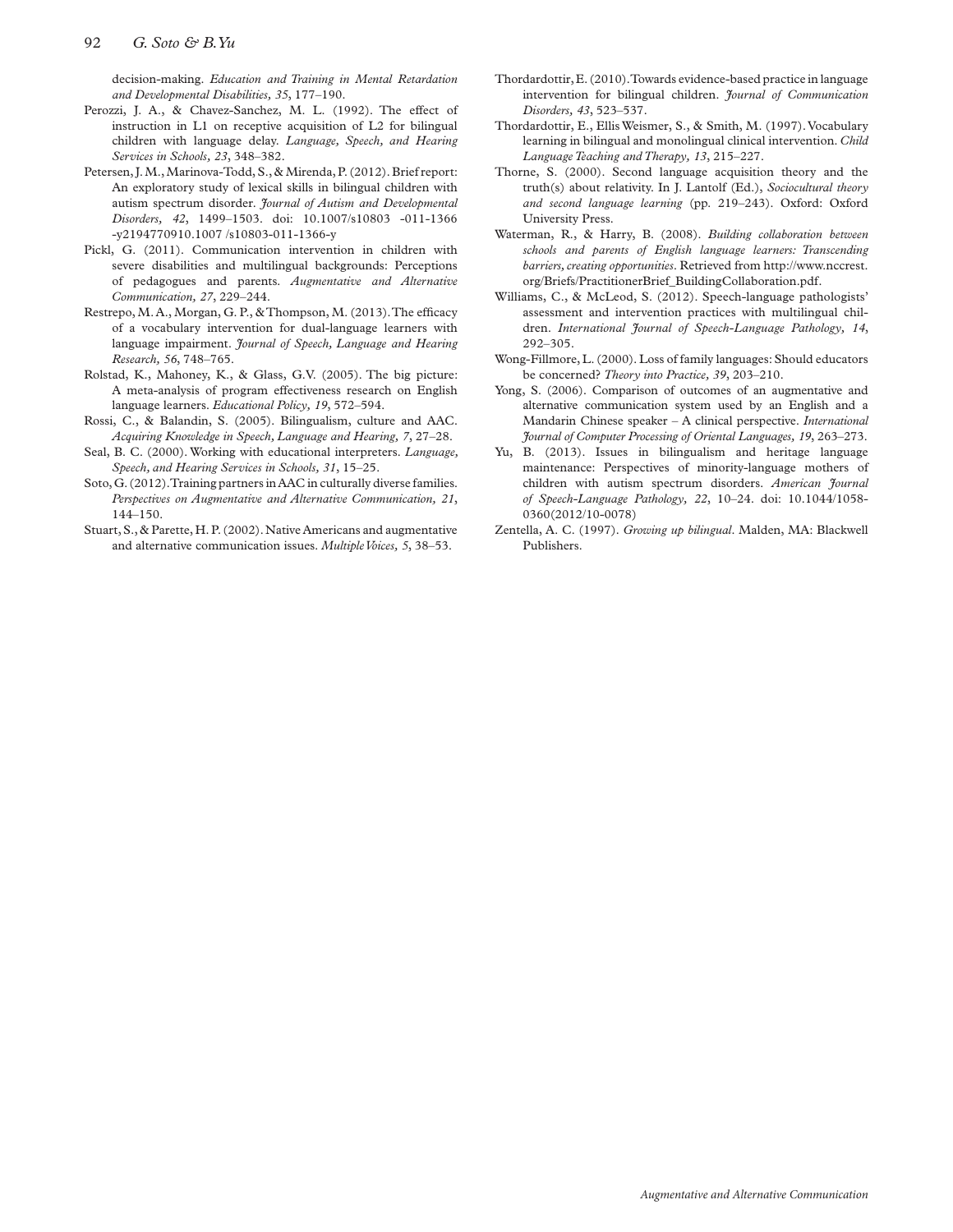decision-making. *Education and Training in Mental Retardation and Developmental Disabilities, 35*, 177–190.

Perozzi, J. A., & Chavez-Sanchez, M. L. (1992). The effect of instruction in L1 on receptive acquisition of L2 for bilingual children with language delay. *Language, Speech, and Hearing Services in Schools, 23*, 348–382.

Petersen, J. M., Marinova-Todd, S., & Mirenda, P. (2012). Brief report: An exploratory study of lexical skills in bilingual children with autism spectrum disorder. *Journal of Autism and Developmental Disorders, 42*, 1499–1503. doi: 10.1007/s10803 -011-1366 -y2194770910.1007 /s10803-011-1366-y

Pickl, G. (2011). Communication intervention in children with severe disabilities and multilingual backgrounds: Perceptions of pedagogues and parents. *Augmentative and Alternative Communication, 27*, 229–244.

Restrepo, M. A., Morgan, G. P., & Thompson, M. (2013). The efficacy of a vocabulary intervention for dual-language learners with language impairment. *Journal of Speech, Language and Hearing Research, 56*, 748–765.

Rolstad, K., Mahoney, K., & Glass, G.V. (2005). The big picture: A meta-analysis of program effectiveness research on English language learners. *Educational Policy, 19*, 572–594.

Rossi, C., & Balandin, S. (2005). Bilingualism, culture and AAC. *Acquiring Knowledge in Speech, Language and Hearing, 7*, 27–28.

Seal, B. C. (2000). Working with educational interpreters. *Language, Speech, and Hearing Services in Schools, 31*, 15–25.

Soto, G. (2012). Training partners in AAC in culturally diverse families. *Perspectives on Augmentative and Alternative Communication, 21*, 144–150.

Stuart, S., & Parette, H. P. (2002). Native Americans and augmentative and alternative communication issues. *Multiple Voices, 5*, 38–53.

Thordardottir, E. (2010). Towards evidence-based practice in language intervention for bilingual children. *Journal of Communication Disorders, 43*, 523–537.

Thordardottir, E., Ellis Weismer, S., & Smith, M. (1997). Vocabulary learning in bilingual and monolingual clinical intervention. *Child Language Teaching and Therapy, 13*, 215–227.

Thorne, S. (2000). Second language acquisition theory and the truth(s) about relativity. In J. Lantolf (Ed.), *Sociocultural theory and second language learning* (pp. 219–243). Oxford: Oxford University Press.

Waterman, R., & Harry, B. (2008). *Building collaboration between schools and parents of English language learners: Transcending barriers, creating opportunities*. Retrieved from http://www.nccrest.org/Briefs/PractitionerBrief_BuildingCollaboration.pdf.

Williams, C., & McLeod, S. (2012). Speech-language pathologists' assessment and intervention practices with multilingual children. *International Journal of Speech-Language Pathology, 14*, 292–305.

Wong-Fillmore, L. (2000). Loss of family languages: Should educators be concerned? *Theory into Practice, 39*, 203–210.

Yong, S. (2006). Comparison of outcomes of an augmentative and alternative communication system used by an English and a Mandarin Chinese speaker – A clinical perspective. *International Journal of Computer Processing of Oriental Languages, 19*, 263–273.

Yu, B. (2013). Issues in bilingualism and heritage language maintenance: Perspectives of minority-language mothers of children with autism spectrum disorders. *American Journal of Speech-Language Pathology, 22*, 10–24. doi: 10.1044/1058-0360(2012/10-0078)

Zentella, A. C. (1997). *Growing up bilingual*. Malden, MA: Blackwell Publishers.